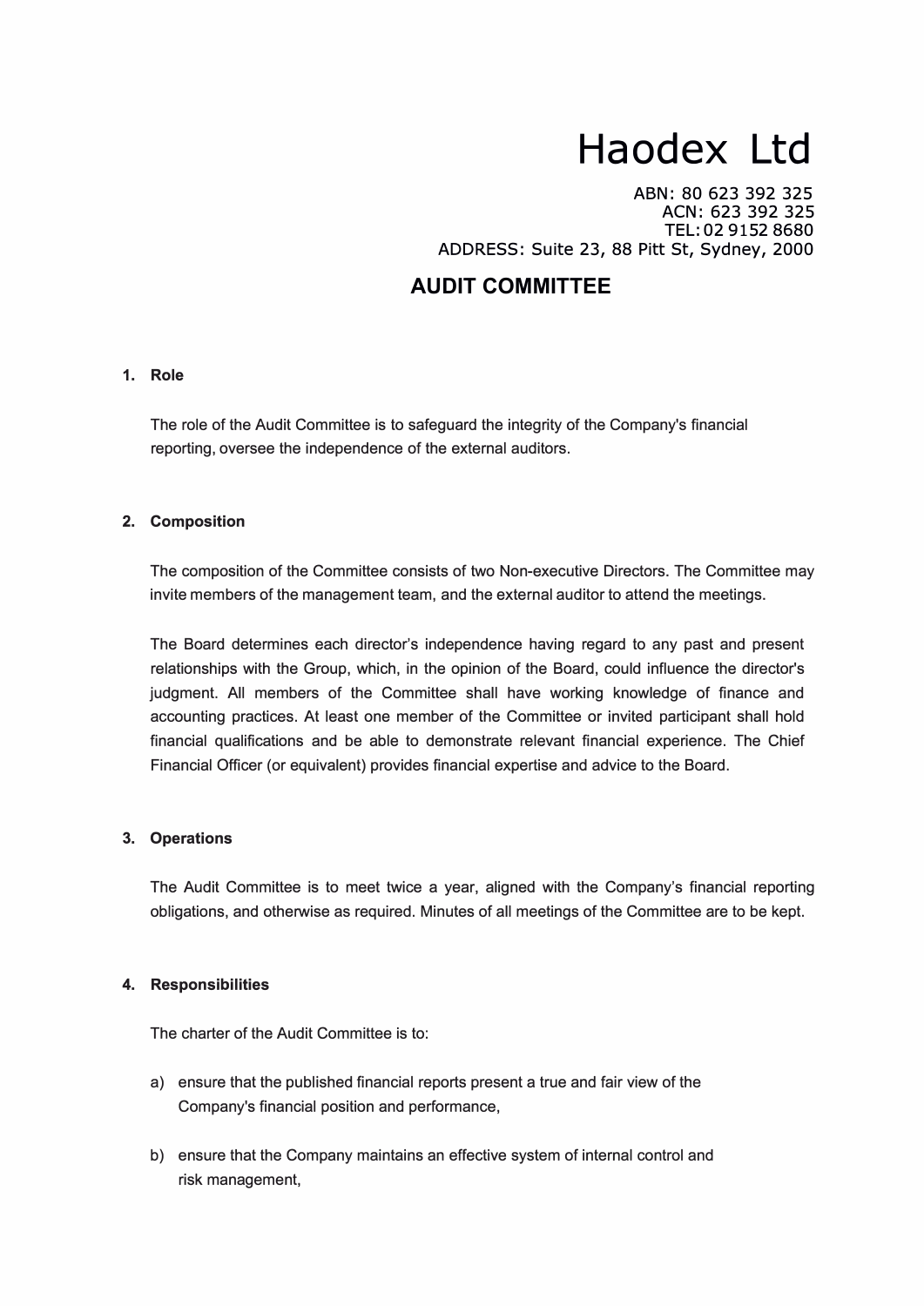# Haodex Ltd

ABN: 80 623 392 325
ACN: 623 392 325
TEL: 02 9152 8680
ADDRESS: Suite 23, 88 Pitt St, Sydney, 2000

## AUDIT COMMITTEE

### 1. Role

The role of the Audit Committee is to safeguard the integrity of the Company's financial reporting, oversee the independence of the external auditors.

### 2. Composition

The composition of the Committee consists of two Non-executive Directors. The Committee may invite members of the management team, and the external auditor to attend the meetings.

The Board determines each director's independence having regard to any past and present relationships with the Group, which, in the opinion of the Board, could influence the director's judgment. All members of the Committee shall have working knowledge of finance and accounting practices. At least one member of the Committee or invited participant shall hold financial qualifications and be able to demonstrate relevant financial experience. The Chief Financial Officer (or equivalent) provides financial expertise and advice to the Board.

### 3. Operations

The Audit Committee is to meet twice a year, aligned with the Company's financial reporting obligations, and otherwise as required. Minutes of all meetings of the Committee are to be kept.

### 4. Responsibilities

The charter of the Audit Committee is to:

a) ensure that the published financial reports present a true and fair view of the Company's financial position and performance,

b) ensure that the Company maintains an effective system of internal control and risk management,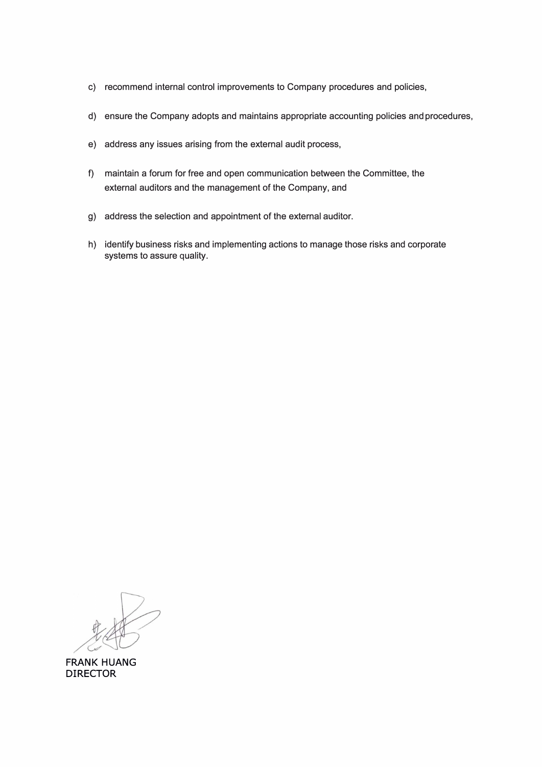c) recommend internal control improvements to Company procedures and policies,

d) ensure the Company adopts and maintains appropriate accounting policies and procedures,

e) address any issues arising from the external audit process,

f) maintain a forum for free and open communication between the Committee, the external auditors and the management of the Company, and

g) address the selection and appointment of the external auditor.

h) identify business risks and implementing actions to manage those risks and corporate systems to assure quality.

FRANK HUANG
DIRECTOR